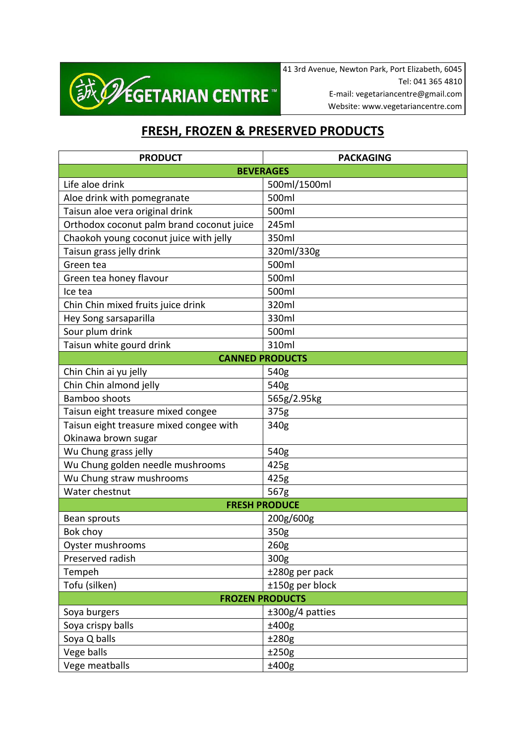誠 VEGETARIAN CENTRE™

41 3rd Avenue, Newton Park, Port Elizabeth, 6045
Tel: 041 365 4810
E-mail: vegetariancentre@gmail.com
Website: www.vegetariancentre.com

# FRESH, FROZEN & PRESERVED PRODUCTS

| PRODUCT | PACKAGING |
|---|---|
| **BEVERAGES** | |
| Life aloe drink | 500ml/1500ml |
| Aloe drink with pomegranate | 500ml |
| Taisun aloe vera original drink | 500ml |
| Orthodox coconut palm brand coconut juice | 245ml |
| Chaokoh young coconut juice with jelly | 350ml |
| Taisun grass jelly drink | 320ml/330g |
| Green tea | 500ml |
| Green tea honey flavour | 500ml |
| Ice tea | 500ml |
| Chin Chin mixed fruits juice drink | 320ml |
| Hey Song sarsaparilla | 330ml |
| Sour plum drink | 500ml |
| Taisun white gourd drink | 310ml |
| **CANNED PRODUCTS** | |
| Chin Chin ai yu jelly | 540g |
| Chin Chin almond jelly | 540g |
| Bamboo shoots | 565g/2.95kg |
| Taisun eight treasure mixed congee | 375g |
| Taisun eight treasure mixed congee with Okinawa brown sugar | 340g |
| Wu Chung grass jelly | 540g |
| Wu Chung golden needle mushrooms | 425g |
| Wu Chung straw mushrooms | 425g |
| Water chestnut | 567g |
| **FRESH PRODUCE** | |
| Bean sprouts | 200g/600g |
| Bok choy | 350g |
| Oyster mushrooms | 260g |
| Preserved radish | 300g |
| Tempeh | ±280g per pack |
| Tofu (silken) | ±150g per block |
| **FROZEN PRODUCTS** | |
| Soya burgers | ±300g/4 patties |
| Soya crispy balls | ±400g |
| Soya Q balls | ±280g |
| Vege balls | ±250g |
| Vege meatballs | ±400g |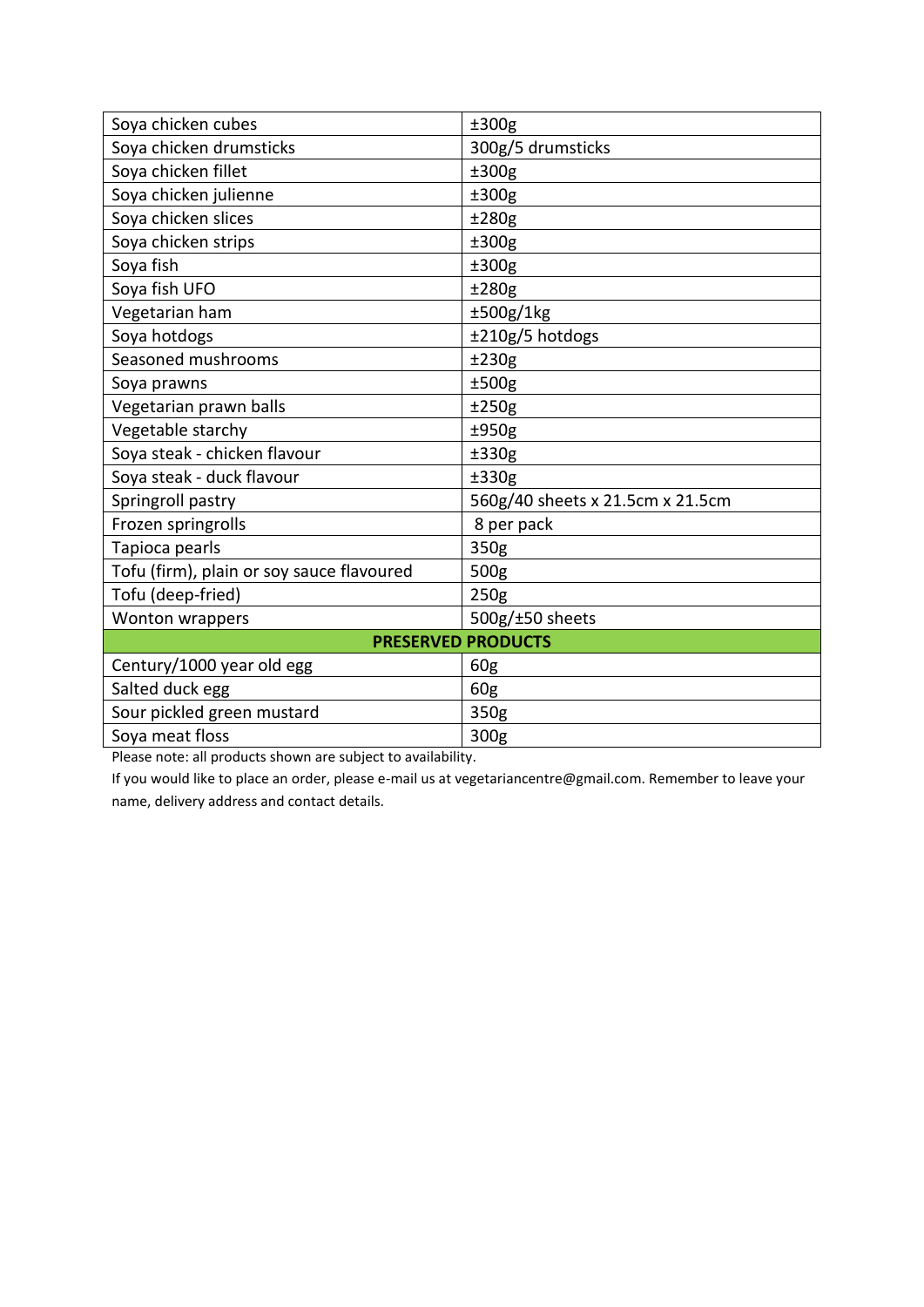| | |
|---|---|
| Soya chicken cubes | ±300g |
| Soya chicken drumsticks | 300g/5 drumsticks |
| Soya chicken fillet | ±300g |
| Soya chicken julienne | ±300g |
| Soya chicken slices | ±280g |
| Soya chicken strips | ±300g |
| Soya fish | ±300g |
| Soya fish UFO | ±280g |
| Vegetarian ham | ±500g/1kg |
| Soya hotdogs | ±210g/5 hotdogs |
| Seasoned mushrooms | ±230g |
| Soya prawns | ±500g |
| Vegetarian prawn balls | ±250g |
| Vegetable starchy | ±950g |
| Soya steak - chicken flavour | ±330g |
| Soya steak - duck flavour | ±330g |
| Springroll pastry | 560g/40 sheets x 21.5cm x 21.5cm |
| Frozen springrolls | 8 per pack |
| Tapioca pearls | 350g |
| Tofu (firm), plain or soy sauce flavoured | 500g |
| Tofu (deep-fried) | 250g |
| Wonton wrappers | 500g/±50 sheets |
| **PRESERVED PRODUCTS** | |
| Century/1000 year old egg | 60g |
| Salted duck egg | 60g |
| Sour pickled green mustard | 350g |
| Soya meat floss | 300g |

Please note: all products shown are subject to availability.

If you would like to place an order, please e-mail us at vegetariancentre@gmail.com. Remember to leave your name, delivery address and contact details.